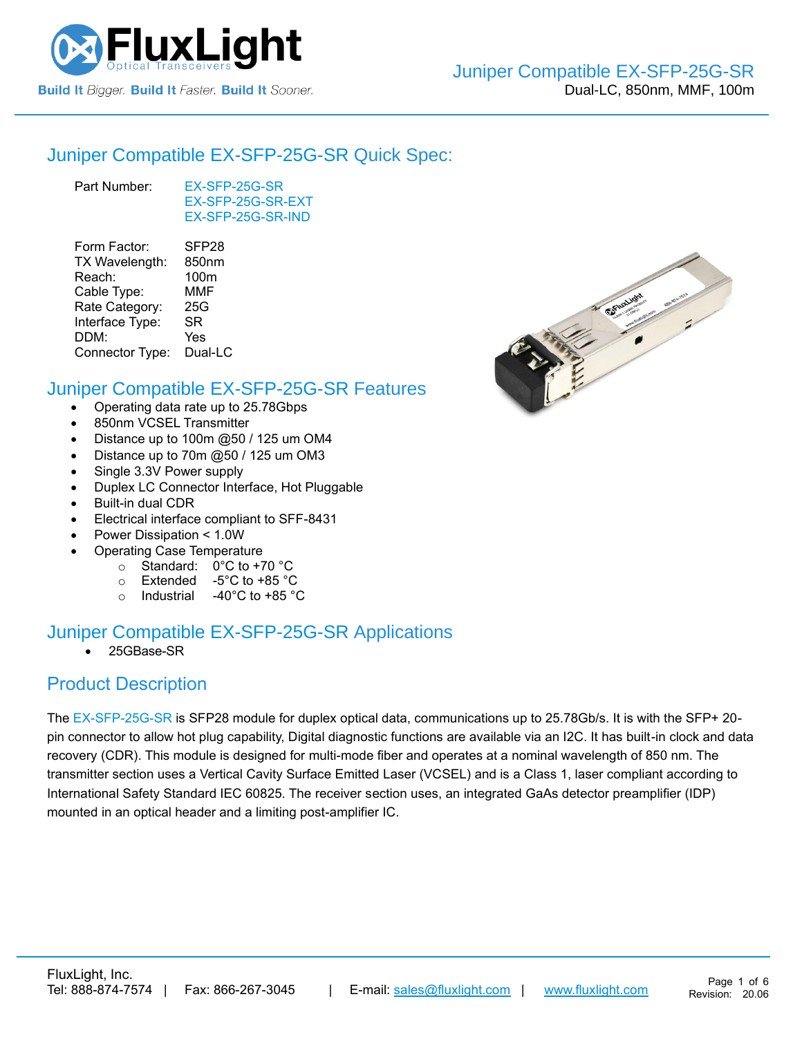# Juniper Compatible EX-SFP-25G-SR

Dual-LC, 850nm, MMF, 100m

## Juniper Compatible EX-SFP-25G-SR Quick Spec:

| | |
|---|---|
| Part Number: | EX-SFP-25G-SR<br>EX-SFP-25G-SR-EXT<br>EX-SFP-25G-SR-IND |
| Form Factor: | SFP28 |
| TX Wavelength: | 850nm |
| Reach: | 100m |
| Cable Type: | MMF |
| Rate Category: | 25G |
| Interface Type: | SR |
| DDM: | Yes |
| Connector Type: | Dual-LC |

## Juniper Compatible EX-SFP-25G-SR Features

- Operating data rate up to 25.78Gbps
- 850nm VCSEL Transmitter
- Distance up to 100m @50 / 125 um OM4
- Distance up to 70m @50 / 125 um OM3
- Single 3.3V Power supply
- Duplex LC Connector Interface, Hot Pluggable
- Built-in dual CDR
- Electrical interface compliant to SFF-8431
- Power Dissipation < 1.0W
- Operating Case Temperature
  - Standard: 0°C to +70 °C
  - Extended -5°C to +85 °C
  - Industrial -40°C to +85 °C

## Juniper Compatible EX-SFP-25G-SR Applications

- 25GBase-SR

## Product Description

The EX-SFP-25G-SR is SFP28 module for duplex optical data, communications up to 25.78Gb/s. It is with the SFP+ 20-pin connector to allow hot plug capability, Digital diagnostic functions are available via an I2C. It has built-in clock and data recovery (CDR). This module is designed for multi-mode fiber and operates at a nominal wavelength of 850 nm. The transmitter section uses a Vertical Cavity Surface Emitted Laser (VCSEL) and is a Class 1, laser compliant according to International Safety Standard IEC 60825. The receiver section uses, an integrated GaAs detector preamplifier (IDP) mounted in an optical header and a limiting post-amplifier IC.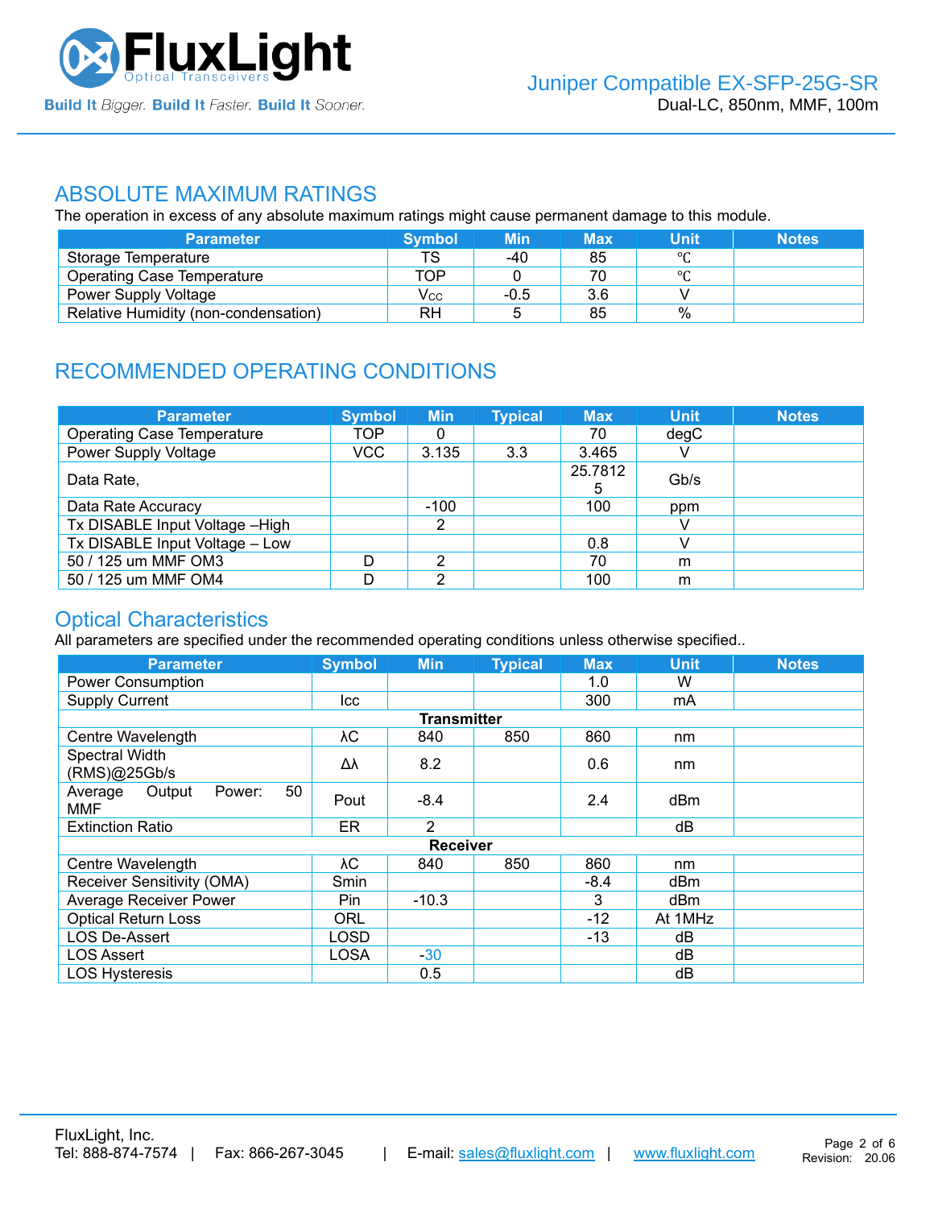## ABSOLUTE MAXIMUM RATINGS

The operation in excess of any absolute maximum ratings might cause permanent damage to this module.

| Parameter | Symbol | Min | Max | Unit | Notes |
|---|---|---|---|---|---|
| Storage Temperature | TS | -40 | 85 | ℃ | |
| Operating Case Temperature | TOP | 0 | 70 | ℃ | |
| Power Supply Voltage | $V_{CC}$ | -0.5 | 3.6 | V | |
| Relative Humidity (non-condensation) | RH | 5 | 85 | % | |

## RECOMMENDED OPERATING CONDITIONS

| Parameter | Symbol | Min | Typical | Max | Unit | Notes |
|---|---|---|---|---|---|---|
| Operating Case Temperature | TOP | 0 | | 70 | degC | |
| Power Supply Voltage | VCC | 3.135 | 3.3 | 3.465 | V | |
| Data Rate, | | | | 25.78125 | Gb/s | |
| Data Rate Accuracy | | -100 | | 100 | ppm | |
| Tx DISABLE Input Voltage –High | | 2 | | | V | |
| Tx DISABLE Input Voltage – Low | | | | 0.8 | V | |
| 50 / 125 um MMF OM3 | D | 2 | | 70 | m | |
| 50 / 125 um MMF OM4 | D | 2 | | 100 | m | |

## Optical Characteristics

All parameters are specified under the recommended operating conditions unless otherwise specified..

| Parameter | Symbol | Min | Typical | Max | Unit | Notes |
|---|---|---|---|---|---|---|
| Power Consumption | | | | 1.0 | W | |
| Supply Current | Icc | | | 300 | mA | |
| **Transmitter** | | | | | | |
| Centre Wavelength | λC | 840 | 850 | 860 | nm | |
| Spectral Width (RMS)@25Gb/s | Δλ | 8.2 | | 0.6 | nm | |
| Average Output Power: 50 MMF | Pout | -8.4 | | 2.4 | dBm | |
| Extinction Ratio | ER | 2 | | | dB | |
| **Receiver** | | | | | | |
| Centre Wavelength | λC | 840 | 850 | 860 | nm | |
| Receiver Sensitivity (OMA) | Smin | | | -8.4 | dBm | |
| Average Receiver Power | Pin | -10.3 | | 3 | dBm | |
| Optical Return Loss | ORL | | | -12 | At 1MHz | |
| LOS De-Assert | LOSD | | | -13 | dB | |
| LOS Assert | LOSA | -30 | | | dB | |
| LOS Hysteresis | | 0.5 | | | dB | |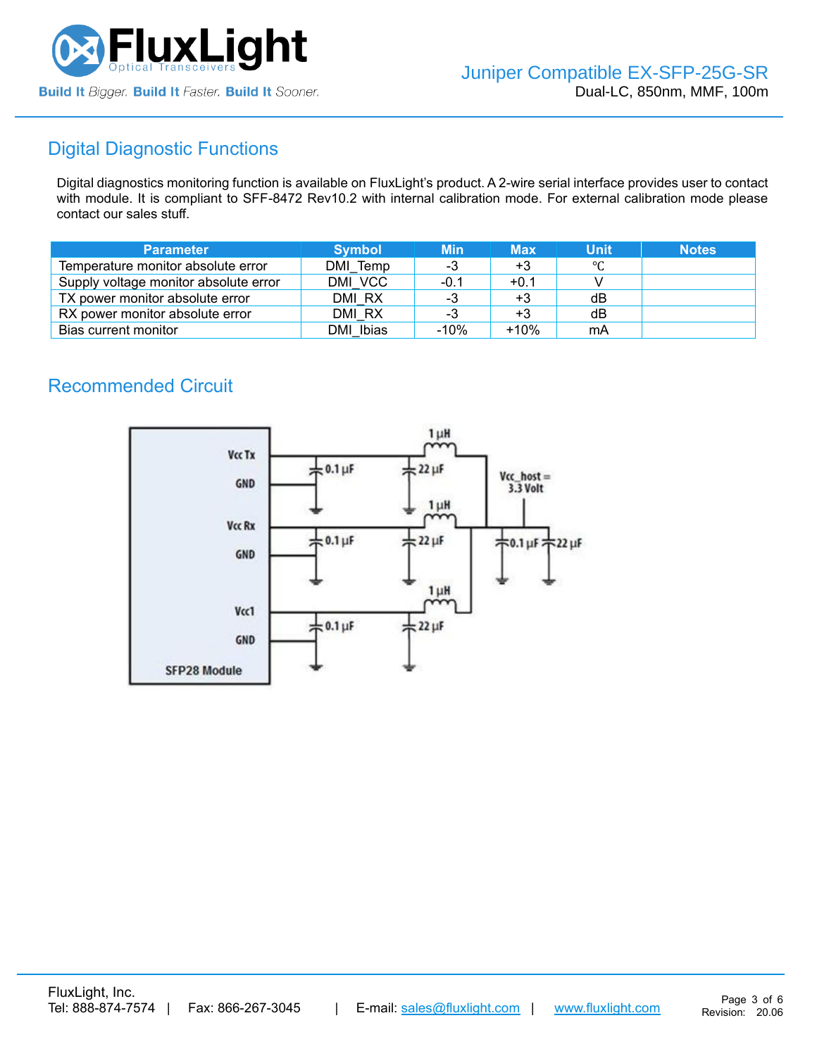## Digital Diagnostic Functions

Digital diagnostics monitoring function is available on FluxLight's product. A 2-wire serial interface provides user to contact with module. It is compliant to SFF-8472 Rev10.2 with internal calibration mode. For external calibration mode please contact our sales stuff.

| Parameter | Symbol | Min | Max | Unit | Notes |
|---|---|---|---|---|---|
| Temperature monitor absolute error | DMI_Temp | -3 | +3 | ℃ | |
| Supply voltage monitor absolute error | DMI_VCC | -0.1 | +0.1 | V | |
| TX power monitor absolute error | DMI_RX | -3 | +3 | dB | |
| RX power monitor absolute error | DMI_RX | -3 | +3 | dB | |
| Bias current monitor | DMI_Ibias | -10% | +10% | mA | |

## Recommended Circuit

Vcc Tx
GND
Vcc Rx
GND
Vcc1
GND
SFP28 Module

1 μH
0.1 μF
22 μF
Vcc_host = 3.3 Volt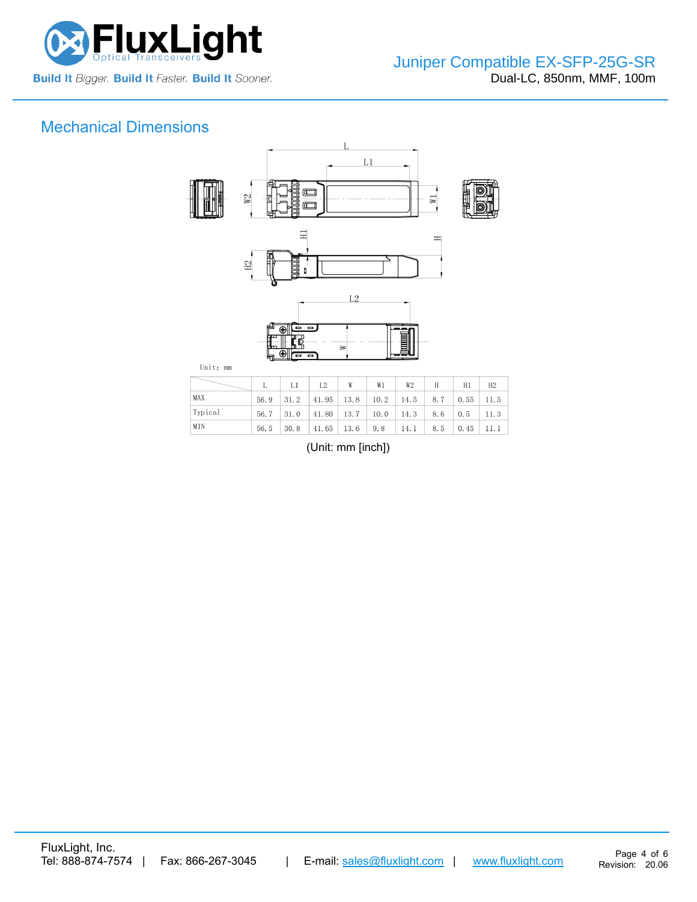## Mechanical Dimensions

Unit: mm

| | L | L1 | L2 | W | W1 | W2 | H | H1 | H2 |
|---|---|---|---|---|---|---|---|---|---|
| MAX | 56.9 | 31.2 | 41.95 | 13.8 | 10.2 | 14.5 | 8.7 | 0.55 | 11.5 |
| Typical | 56.7 | 31.0 | 41.80 | 13.7 | 10.0 | 14.3 | 8.6 | 0.5 | 11.3 |
| MIN | 56.5 | 30.8 | 41.65 | 13.6 | 9.8 | 14.1 | 8.5 | 0.45 | 11.1 |

(Unit: mm [inch])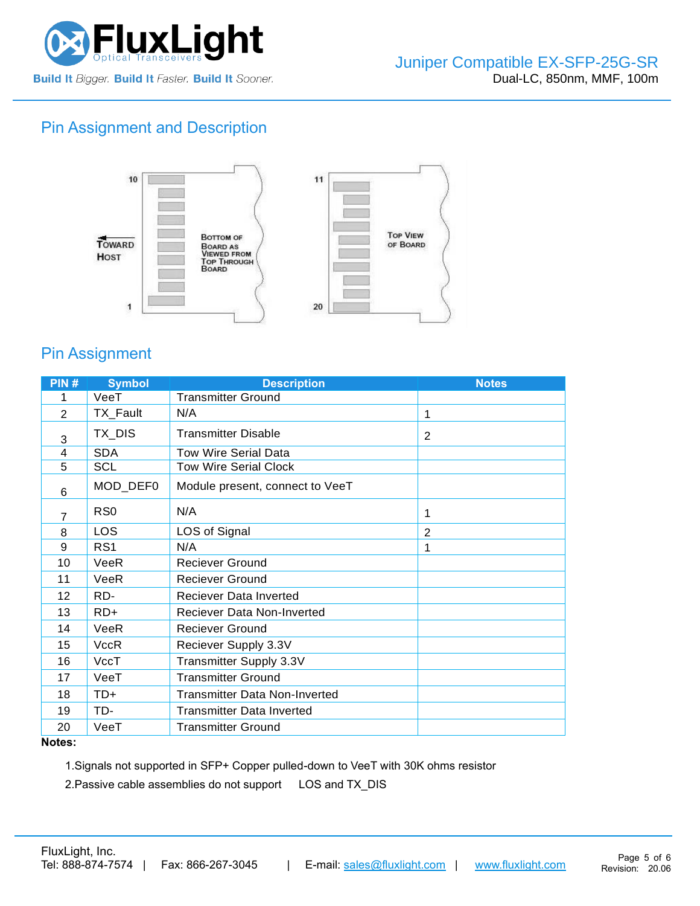## Pin Assignment and Description

10 — Toward Host — Bottom of Board as Viewed from Top Through Board — 1

11 — Top View of Board — 20

## Pin Assignment

| PIN # | Symbol | Description | Notes |
|---|---|---|---|
| 1 | VeeT | Transmitter Ground | |
| 2 | TX_Fault | N/A | 1 |
| 3 | TX_DIS | Transmitter Disable | 2 |
| 4 | SDA | Tow Wire Serial Data | |
| 5 | SCL | Tow Wire Serial Clock | |
| 6 | MOD_DEF0 | Module present, connect to VeeT | |
| 7 | RS0 | N/A | 1 |
| 8 | LOS | LOS of Signal | 2 |
| 9 | RS1 | N/A | 1 |
| 10 | VeeR | Reciever Ground | |
| 11 | VeeR | Reciever Ground | |
| 12 | RD- | Reciever Data Inverted | |
| 13 | RD+ | Reciever Data Non-Inverted | |
| 14 | VeeR | Reciever Ground | |
| 15 | VccR | Reciever Supply 3.3V | |
| 16 | VccT | Transmitter Supply 3.3V | |
| 17 | VeeT | Transmitter Ground | |
| 18 | TD+ | Transmitter Data Non-Inverted | |
| 19 | TD- | Transmitter Data Inverted | |
| 20 | VeeT | Transmitter Ground | |

**Notes:**

1.Signals not supported in SFP+ Copper pulled-down to VeeT with 30K ohms resistor

2.Passive cable assemblies do not support LOS and TX_DIS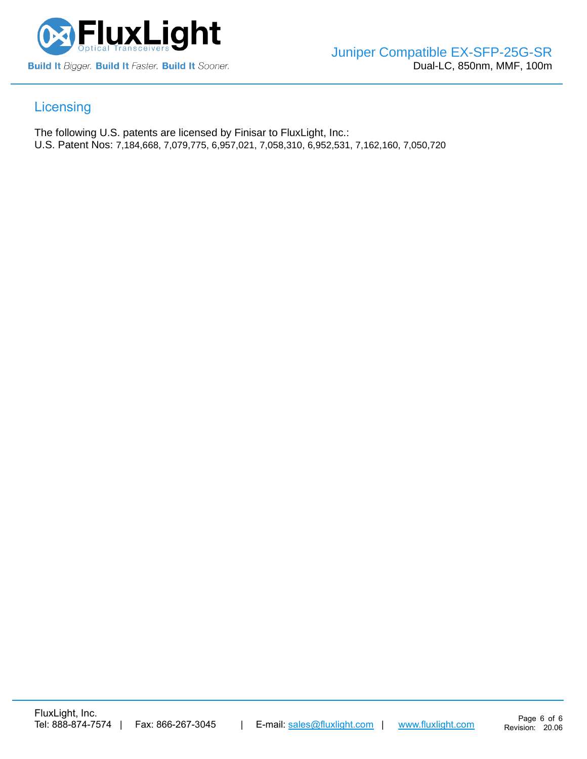## Licensing

The following U.S. patents are licensed by Finisar to FluxLight, Inc.:
U.S. Patent Nos: 7,184,668, 7,079,775, 6,957,021, 7,058,310, 6,952,531, 7,162,160, 7,050,720